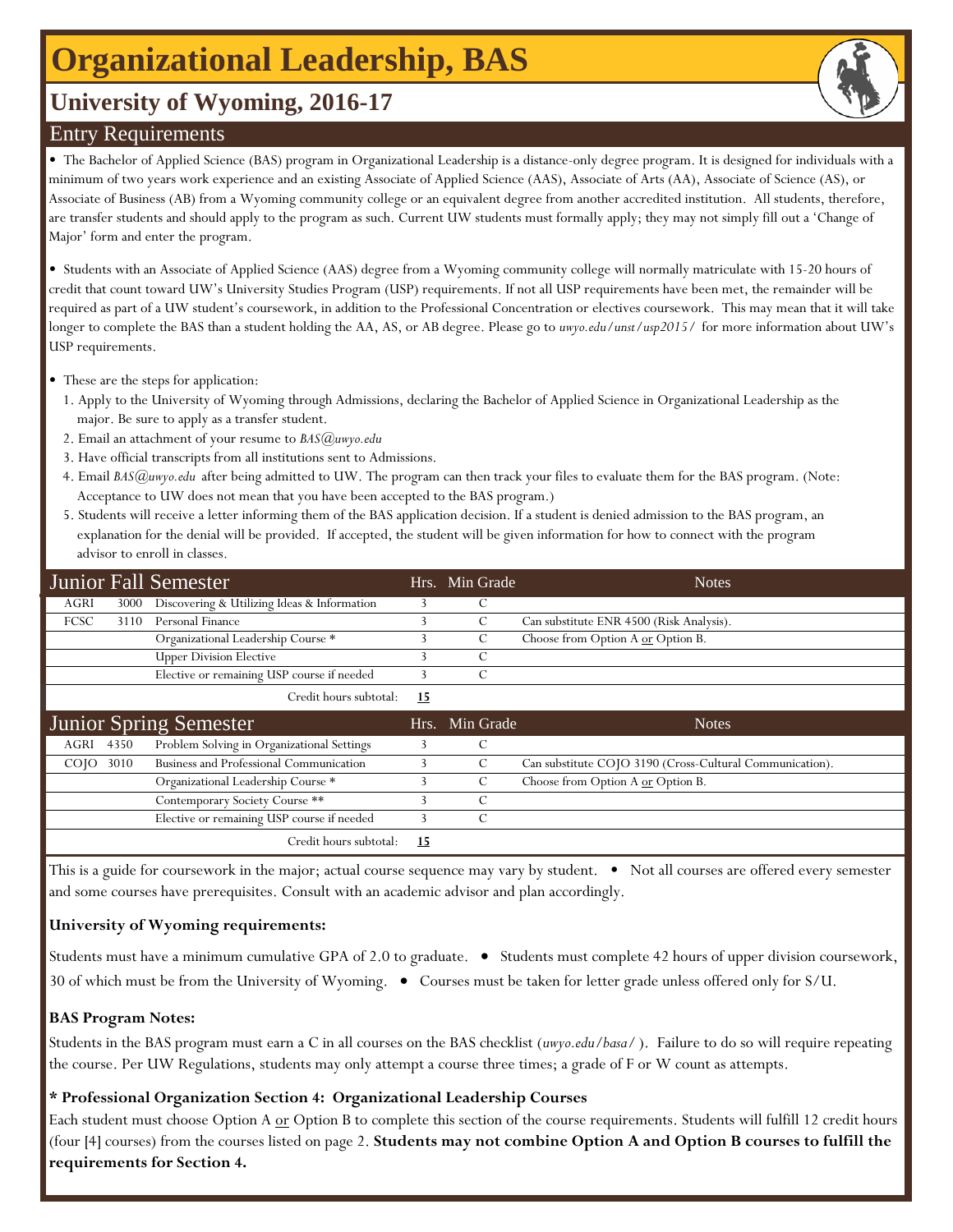# Organizational Leadership, BAS

## University of Wyoming, 2016-17

### Entry Requirements

• The Bachelor of Applied Science (BAS) program in Organizational Leadership is a distance-only degree program. It is designed for individuals with a minimum of two years work experience and an existing Associate of Applied Science (AAS), Associate of Arts (AA), Associate of Science (AS), or Associate of Business (AB) from a Wyoming community college or an equivalent degree from another accredited institution. All students, therefore, are transfer students and should apply to the program as such. Current UW students must formally apply; they may not simply fill out a 'Change of Major' form and enter the program.

• Students with an Associate of Applied Science (AAS) degree from a Wyoming community college will normally matriculate with 15-20 hours of credit that count toward UW's University Studies Program (USP) requirements. If not all USP requirements have been met, the remainder will be required as part of a UW student's coursework, in addition to the Professional Concentration or electives coursework. This may mean that it will take longer to complete the BAS than a student holding the AA, AS, or AB degree. Please go to *uwyo.edu/unst/usp2015/* for more information about UW's USP requirements.

• These are the steps for application:

1. Apply to the University of Wyoming through Admissions, declaring the Bachelor of Applied Science in Organizational Leadership as the major. Be sure to apply as a transfer student.
2. Email an attachment of your resume to *BAS@uwyo.edu*
3. Have official transcripts from all institutions sent to Admissions.
4. Email *BAS@uwyo.edu* after being admitted to UW. The program can then track your files to evaluate them for the BAS program. (Note: Acceptance to UW does not mean that you have been accepted to the BAS program.)
5. Students will receive a letter informing them of the BAS application decision. If a student is denied admission to the BAS program, an explanation for the denial will be provided. If accepted, the student will be given information for how to connect with the program advisor to enroll in classes.

| Junior Fall Semester | | | Hrs. | Min Grade | Notes |
|---|---|---|---|---|---|
| AGRI | 3000 | Discovering & Utilizing Ideas & Information | 3 | C | |
| FCSC | 3110 | Personal Finance | 3 | C | Can substitute ENR 4500 (Risk Analysis). |
| | | Organizational Leadership Course * | 3 | C | Choose from Option A or Option B. |
| | | Upper Division Elective | 3 | C | |
| | | Elective or remaining USP course if needed | 3 | C | |
| | | Credit hours subtotal: | **15** | | |

| Junior Spring Semester | | | Hrs. | Min Grade | Notes |
|---|---|---|---|---|---|
| AGRI | 4350 | Problem Solving in Organizational Settings | 3 | C | |
| COJO | 3010 | Business and Professional Communication | 3 | C | Can substitute COJO 3190 (Cross-Cultural Communication). |
| | | Organizational Leadership Course * | 3 | C | Choose from Option A or Option B. |
| | | Contemporary Society Course ** | 3 | C | |
| | | Elective or remaining USP course if needed | 3 | C | |
| | | Credit hours subtotal: | **15** | | |

This is a guide for coursework in the major; actual course sequence may vary by student. • Not all courses are offered every semester and some courses have prerequisites. Consult with an academic advisor and plan accordingly.

**University of Wyoming requirements:**

Students must have a minimum cumulative GPA of 2.0 to graduate. • Students must complete 42 hours of upper division coursework, 30 of which must be from the University of Wyoming. • Courses must be taken for letter grade unless offered only for S/U.

**BAS Program Notes:**

Students in the BAS program must earn a C in all courses on the BAS checklist (*uwyo.edu/basa/*). Failure to do so will require repeating the course. Per UW Regulations, students may only attempt a course three times; a grade of F or W count as attempts.

**\* Professional Organization Section 4: Organizational Leadership Courses**

Each student must choose Option A or Option B to complete this section of the course requirements. Students will fulfill 12 credit hours (four [4] courses) from the courses listed on page 2. **Students may not combine Option A and Option B courses to fulfill the requirements for Section 4.**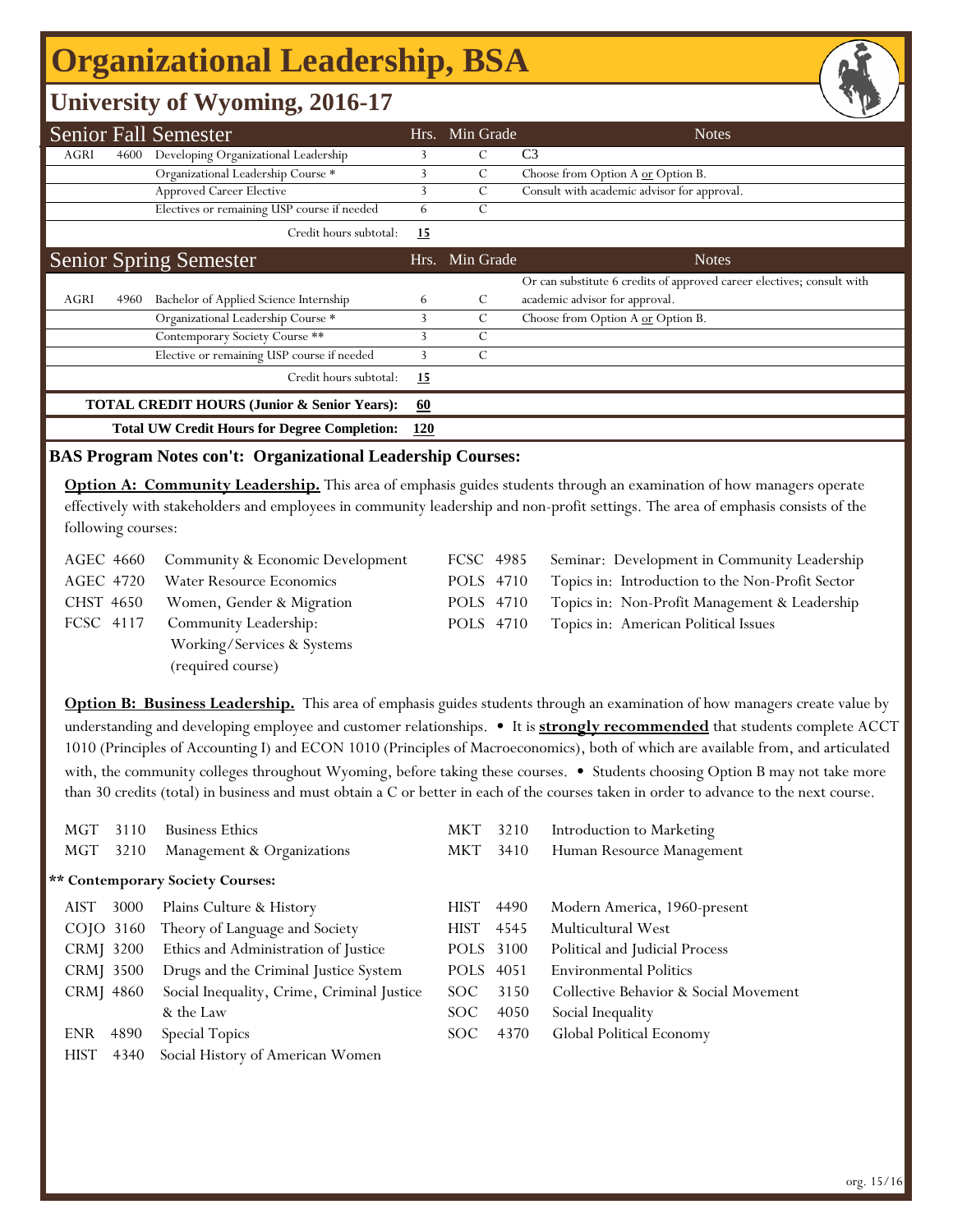# Organizational Leadership, BSA

## University of Wyoming, 2016-17

| Senior Fall Semester | | | Hrs. | Min Grade | Notes |
|---|---|---|---|---|---|
| AGRI | 4600 | Developing Organizational Leadership | 3 | C | C3 |
| | | Organizational Leadership Course * | 3 | C | Choose from Option A or Option B. |
| | | Approved Career Elective | 3 | C | Consult with academic advisor for approval. |
| | | Electives or remaining USP course if needed | 6 | C | |
| | | Credit hours subtotal: | 15 | | |

| Senior Spring Semester | | | Hrs. | Min Grade | Notes |
|---|---|---|---|---|---|
| AGRI | 4960 | Bachelor of Applied Science Internship | 6 | C | Or can substitute 6 credits of approved career electives; consult with academic advisor for approval. |
| | | Organizational Leadership Course * | 3 | C | Choose from Option A or Option B. |
| | | Contemporary Society Course ** | 3 | C | |
| | | Elective or remaining USP course if needed | 3 | C | |
| | | Credit hours subtotal: | 15 | | |
| | | **TOTAL CREDIT HOURS (Junior & Senior Years):** | **60** | | |
| | | **Total UW Credit Hours for Degree Completion:** | **120** | | |

### BAS Program Notes con't: Organizational Leadership Courses:

**Option A: Community Leadership.** This area of emphasis guides students through an examination of how managers operate effectively with stakeholders and employees in community leadership and non-profit settings. The area of emphasis consists of the following courses:

- AGEC 4660 Community & Economic Development
- AGEC 4720 Water Resource Economics
- CHST 4650 Women, Gender & Migration
- FCSC 4117 Community Leadership: Working/Services & Systems (required course)
- FCSC 4985 Seminar: Development in Community Leadership
- POLS 4710 Topics in: Introduction to the Non-Profit Sector
- POLS 4710 Topics in: Non-Profit Management & Leadership
- POLS 4710 Topics in: American Political Issues

**Option B: Business Leadership.** This area of emphasis guides students through an examination of how managers create value by understanding and developing employee and customer relationships. • It is **strongly recommended** that students complete ACCT 1010 (Principles of Accounting I) and ECON 1010 (Principles of Macroeconomics), both of which are available from, and articulated with, the community colleges throughout Wyoming, before taking these courses. • Students choosing Option B may not take more than 30 credits (total) in business and must obtain a C or better in each of the courses taken in order to advance to the next course.

- MGT 3110 Business Ethics
- MGT 3210 Management & Organizations
- MKT 3210 Introduction to Marketing
- MKT 3410 Human Resource Management

**** Contemporary Society Courses:**

- AIST 3000 Plains Culture & History
- COJO 3160 Theory of Language and Society
- CRMJ 3200 Ethics and Administration of Justice
- CRMJ 3500 Drugs and the Criminal Justice System
- CRMJ 4860 Social Inequality, Crime, Criminal Justice & the Law
- ENR 4890 Special Topics
- HIST 4340 Social History of American Women
- HIST 4490 Modern America, 1960-present
- HIST 4545 Multicultural West
- POLS 3100 Political and Judicial Process
- POLS 4051 Environmental Politics
- SOC 3150 Collective Behavior & Social Movement
- SOC 4050 Social Inequality
- SOC 4370 Global Political Economy

org. 15/16